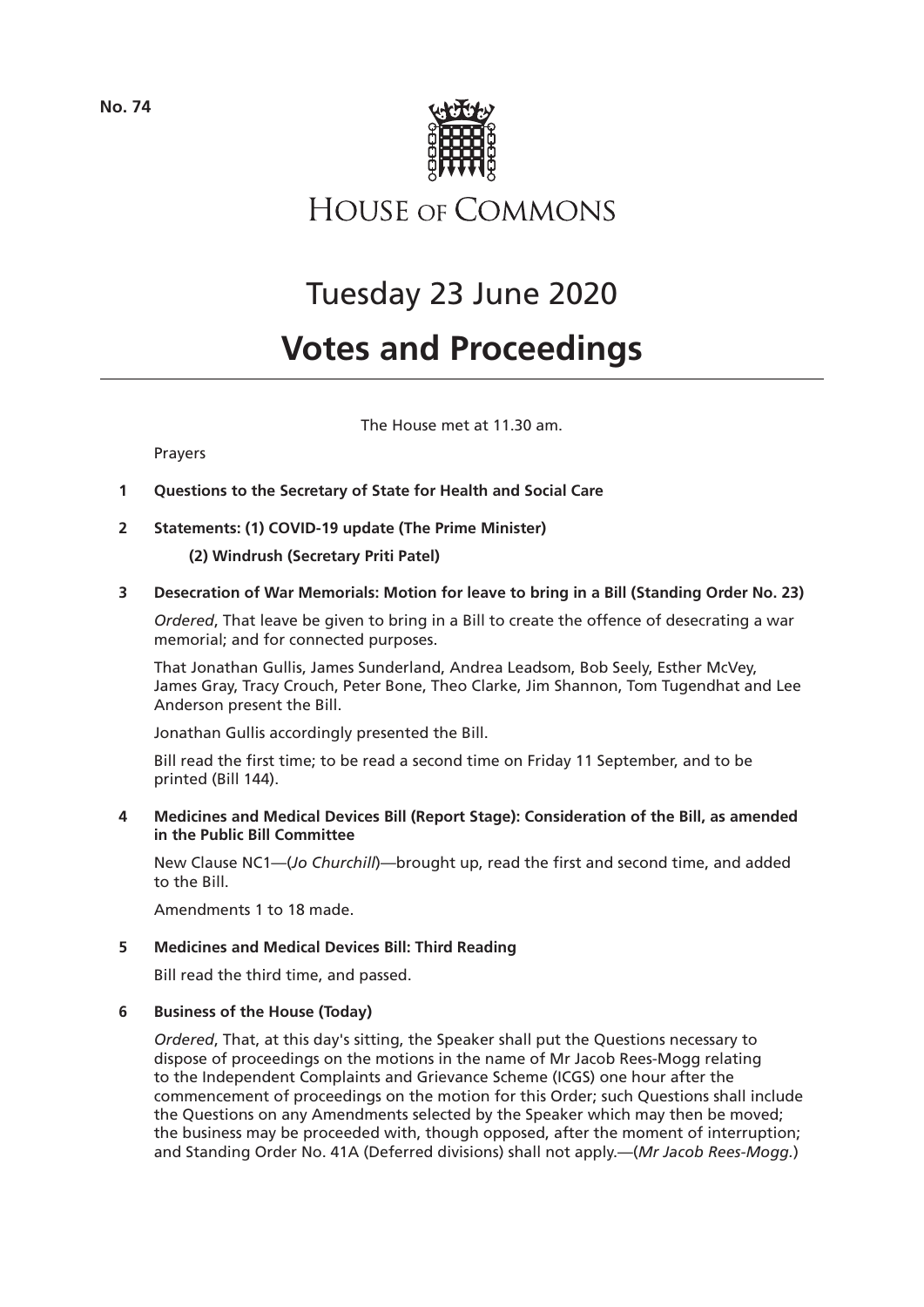**No. 74**

# House of Commons

# Tuesday 23 June 2020

# Votes and Proceedings

The House met at 11.30 am.

Prayers

**1 Questions to the Secretary of State for Health and Social Care**

**2 Statements: (1) COVID-19 update (The Prime Minister)**

**(2) Windrush (Secretary Priti Patel)**

**3 Desecration of War Memorials: Motion for leave to bring in a Bill (Standing Order No. 23)**

*Ordered*, That leave be given to bring in a Bill to create the offence of desecrating a war memorial; and for connected purposes.

That Jonathan Gullis, James Sunderland, Andrea Leadsom, Bob Seely, Esther McVey, James Gray, Tracy Crouch, Peter Bone, Theo Clarke, Jim Shannon, Tom Tugendhat and Lee Anderson present the Bill.

Jonathan Gullis accordingly presented the Bill.

Bill read the first time; to be read a second time on Friday 11 September, and to be printed (Bill 144).

**4 Medicines and Medical Devices Bill (Report Stage): Consideration of the Bill, as amended in the Public Bill Committee**

New Clause NC1—(*Jo Churchill*)—brought up, read the first and second time, and added to the Bill.

Amendments 1 to 18 made.

**5 Medicines and Medical Devices Bill: Third Reading**

Bill read the third time, and passed.

**6 Business of the House (Today)**

*Ordered*, That, at this day's sitting, the Speaker shall put the Questions necessary to dispose of proceedings on the motions in the name of Mr Jacob Rees-Mogg relating to the Independent Complaints and Grievance Scheme (ICGS) one hour after the commencement of proceedings on the motion for this Order; such Questions shall include the Questions on any Amendments selected by the Speaker which may then be moved; the business may be proceeded with, though opposed, after the moment of interruption; and Standing Order No. 41A (Deferred divisions) shall not apply.—(*Mr Jacob Rees-Mogg.*)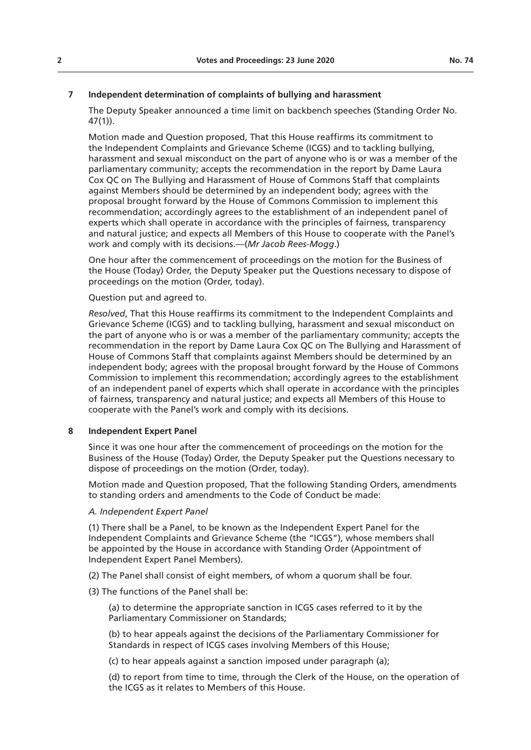## 7 Independent determination of complaints of bullying and harassment

The Deputy Speaker announced a time limit on backbench speeches (Standing Order No. 47(1)).

Motion made and Question proposed, That this House reaffirms its commitment to the Independent Complaints and Grievance Scheme (ICGS) and to tackling bullying, harassment and sexual misconduct on the part of anyone who is or was a member of the parliamentary community; accepts the recommendation in the report by Dame Laura Cox QC on The Bullying and Harassment of House of Commons Staff that complaints against Members should be determined by an independent body; agrees with the proposal brought forward by the House of Commons Commission to implement this recommendation; accordingly agrees to the establishment of an independent panel of experts which shall operate in accordance with the principles of fairness, transparency and natural justice; and expects all Members of this House to cooperate with the Panel's work and comply with its decisions.—(*Mr Jacob Rees-Mogg*.)

One hour after the commencement of proceedings on the motion for the Business of the House (Today) Order, the Deputy Speaker put the Questions necessary to dispose of proceedings on the motion (Order, today).

Question put and agreed to.

*Resolved*, That this House reaffirms its commitment to the Independent Complaints and Grievance Scheme (ICGS) and to tackling bullying, harassment and sexual misconduct on the part of anyone who is or was a member of the parliamentary community; accepts the recommendation in the report by Dame Laura Cox QC on The Bullying and Harassment of House of Commons Staff that complaints against Members should be determined by an independent body; agrees with the proposal brought forward by the House of Commons Commission to implement this recommendation; accordingly agrees to the establishment of an independent panel of experts which shall operate in accordance with the principles of fairness, transparency and natural justice; and expects all Members of this House to cooperate with the Panel's work and comply with its decisions.

## 8 Independent Expert Panel

Since it was one hour after the commencement of proceedings on the motion for the Business of the House (Today) Order, the Deputy Speaker put the Questions necessary to dispose of proceedings on the motion (Order, today).

Motion made and Question proposed, That the following Standing Orders, amendments to standing orders and amendments to the Code of Conduct be made:

*A. Independent Expert Panel*

(1) There shall be a Panel, to be known as the Independent Expert Panel for the Independent Complaints and Grievance Scheme (the "ICGS"), whose members shall be appointed by the House in accordance with Standing Order (Appointment of Independent Expert Panel Members).

(2) The Panel shall consist of eight members, of whom a quorum shall be four.

(3) The functions of the Panel shall be:

(a) to determine the appropriate sanction in ICGS cases referred to it by the Parliamentary Commissioner on Standards;

(b) to hear appeals against the decisions of the Parliamentary Commissioner for Standards in respect of ICGS cases involving Members of this House;

(c) to hear appeals against a sanction imposed under paragraph (a);

(d) to report from time to time, through the Clerk of the House, on the operation of the ICGS as it relates to Members of this House.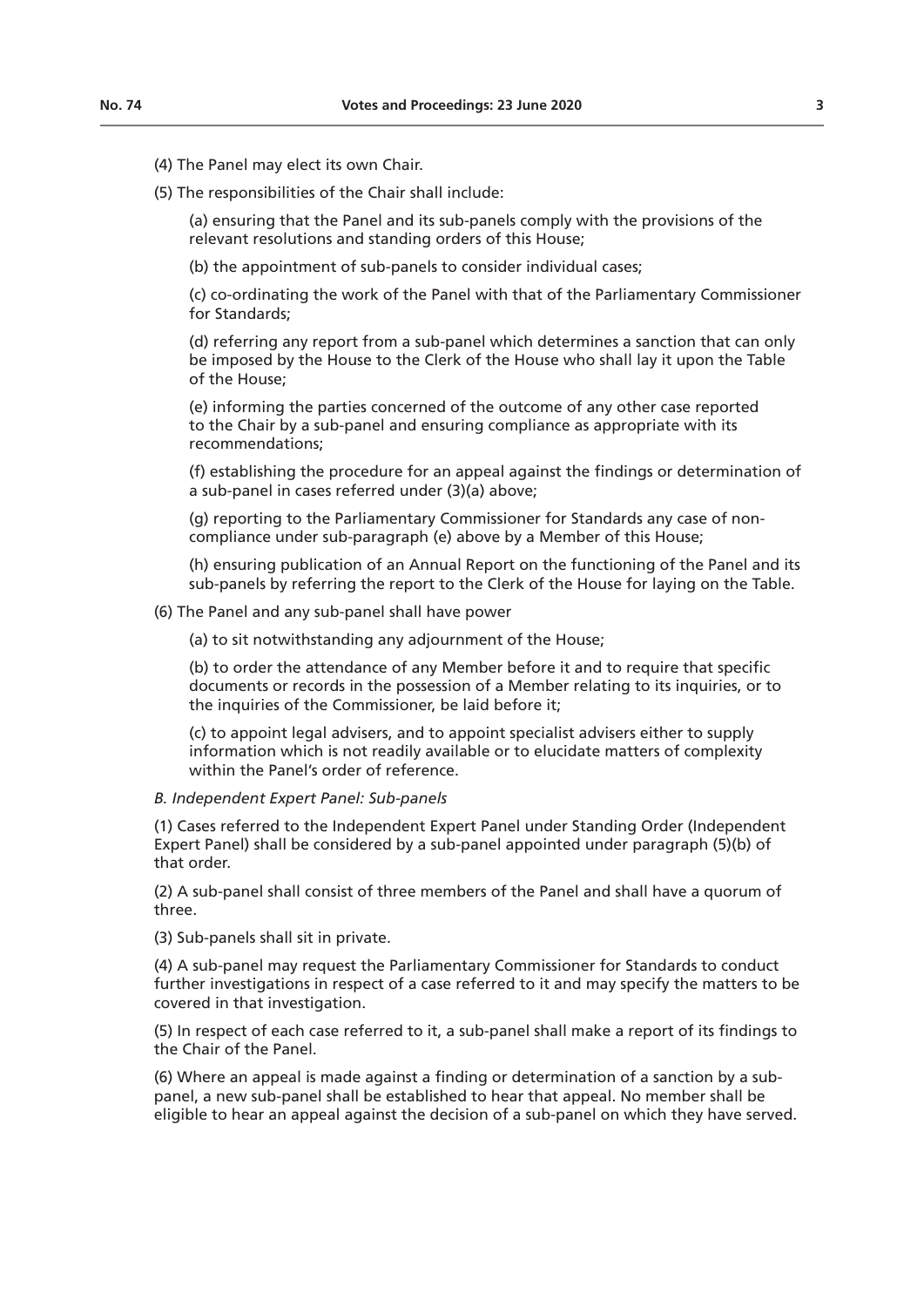(4) The Panel may elect its own Chair.

(5) The responsibilities of the Chair shall include:

(a) ensuring that the Panel and its sub-panels comply with the provisions of the relevant resolutions and standing orders of this House;

(b) the appointment of sub-panels to consider individual cases;

(c) co-ordinating the work of the Panel with that of the Parliamentary Commissioner for Standards;

(d) referring any report from a sub-panel which determines a sanction that can only be imposed by the House to the Clerk of the House who shall lay it upon the Table of the House;

(e) informing the parties concerned of the outcome of any other case reported to the Chair by a sub-panel and ensuring compliance as appropriate with its recommendations;

(f) establishing the procedure for an appeal against the findings or determination of a sub-panel in cases referred under (3)(a) above;

(g) reporting to the Parliamentary Commissioner for Standards any case of non-compliance under sub-paragraph (e) above by a Member of this House;

(h) ensuring publication of an Annual Report on the functioning of the Panel and its sub-panels by referring the report to the Clerk of the House for laying on the Table.

(6) The Panel and any sub-panel shall have power

(a) to sit notwithstanding any adjournment of the House;

(b) to order the attendance of any Member before it and to require that specific documents or records in the possession of a Member relating to its inquiries, or to the inquiries of the Commissioner, be laid before it;

(c) to appoint legal advisers, and to appoint specialist advisers either to supply information which is not readily available or to elucidate matters of complexity within the Panel's order of reference.

*B. Independent Expert Panel: Sub-panels*

(1) Cases referred to the Independent Expert Panel under Standing Order (Independent Expert Panel) shall be considered by a sub-panel appointed under paragraph (5)(b) of that order.

(2) A sub-panel shall consist of three members of the Panel and shall have a quorum of three.

(3) Sub-panels shall sit in private.

(4) A sub-panel may request the Parliamentary Commissioner for Standards to conduct further investigations in respect of a case referred to it and may specify the matters to be covered in that investigation.

(5) In respect of each case referred to it, a sub-panel shall make a report of its findings to the Chair of the Panel.

(6) Where an appeal is made against a finding or determination of a sanction by a sub-panel, a new sub-panel shall be established to hear that appeal. No member shall be eligible to hear an appeal against the decision of a sub-panel on which they have served.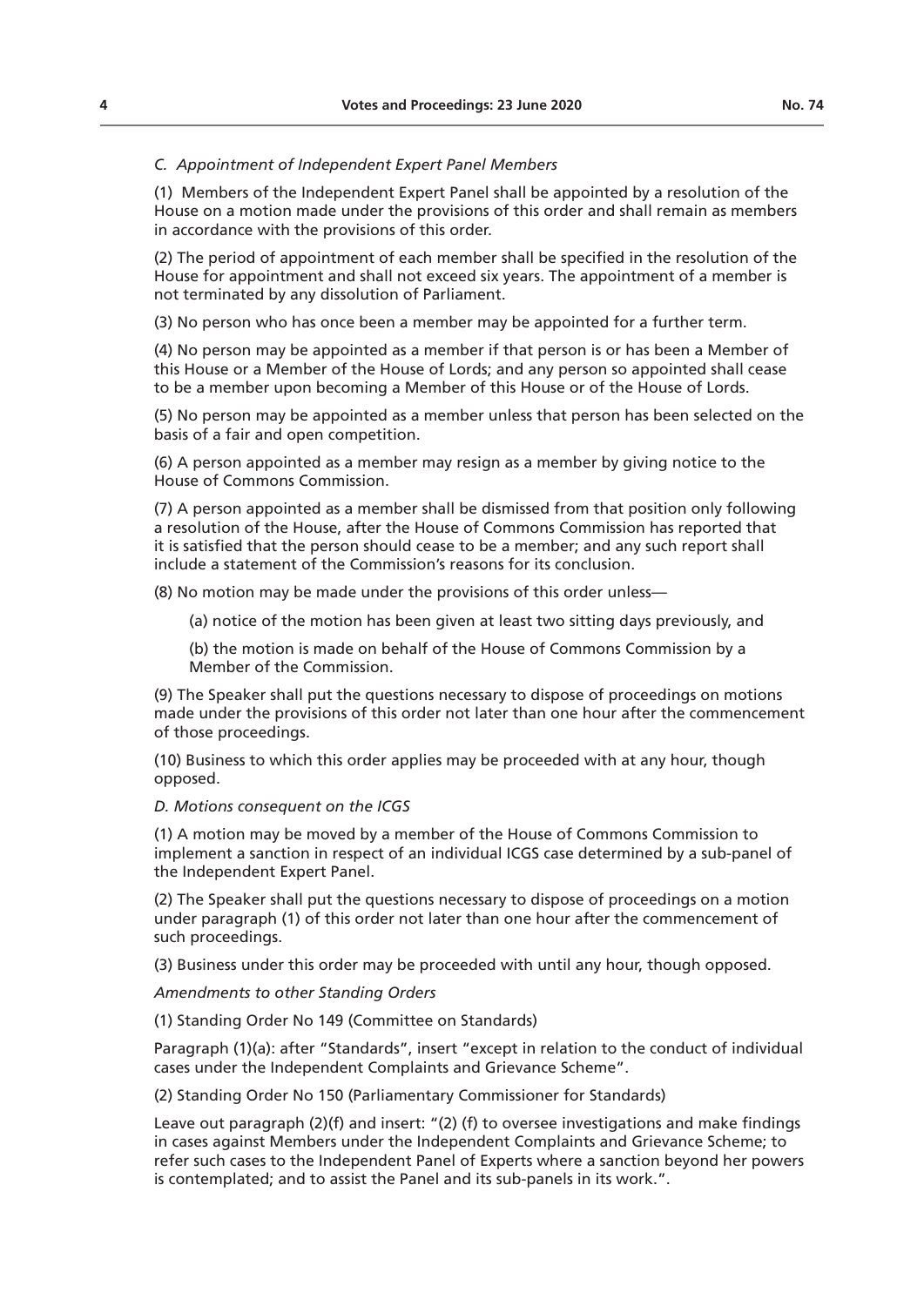*C. Appointment of Independent Expert Panel Members*

(1) Members of the Independent Expert Panel shall be appointed by a resolution of the House on a motion made under the provisions of this order and shall remain as members in accordance with the provisions of this order.

(2) The period of appointment of each member shall be specified in the resolution of the House for appointment and shall not exceed six years. The appointment of a member is not terminated by any dissolution of Parliament.

(3) No person who has once been a member may be appointed for a further term.

(4) No person may be appointed as a member if that person is or has been a Member of this House or a Member of the House of Lords; and any person so appointed shall cease to be a member upon becoming a Member of this House or of the House of Lords.

(5) No person may be appointed as a member unless that person has been selected on the basis of a fair and open competition.

(6) A person appointed as a member may resign as a member by giving notice to the House of Commons Commission.

(7) A person appointed as a member shall be dismissed from that position only following a resolution of the House, after the House of Commons Commission has reported that it is satisfied that the person should cease to be a member; and any such report shall include a statement of the Commission's reasons for its conclusion.

(8) No motion may be made under the provisions of this order unless—

(a) notice of the motion has been given at least two sitting days previously, and

(b) the motion is made on behalf of the House of Commons Commission by a Member of the Commission.

(9) The Speaker shall put the questions necessary to dispose of proceedings on motions made under the provisions of this order not later than one hour after the commencement of those proceedings.

(10) Business to which this order applies may be proceeded with at any hour, though opposed.

*D. Motions consequent on the ICGS*

(1) A motion may be moved by a member of the House of Commons Commission to implement a sanction in respect of an individual ICGS case determined by a sub-panel of the Independent Expert Panel.

(2) The Speaker shall put the questions necessary to dispose of proceedings on a motion under paragraph (1) of this order not later than one hour after the commencement of such proceedings.

(3) Business under this order may be proceeded with until any hour, though opposed.

*Amendments to other Standing Orders*

(1) Standing Order No 149 (Committee on Standards)

Paragraph (1)(a): after "Standards", insert "except in relation to the conduct of individual cases under the Independent Complaints and Grievance Scheme".

(2) Standing Order No 150 (Parliamentary Commissioner for Standards)

Leave out paragraph (2)(f) and insert: "(2) (f) to oversee investigations and make findings in cases against Members under the Independent Complaints and Grievance Scheme; to refer such cases to the Independent Panel of Experts where a sanction beyond her powers is contemplated; and to assist the Panel and its sub-panels in its work.".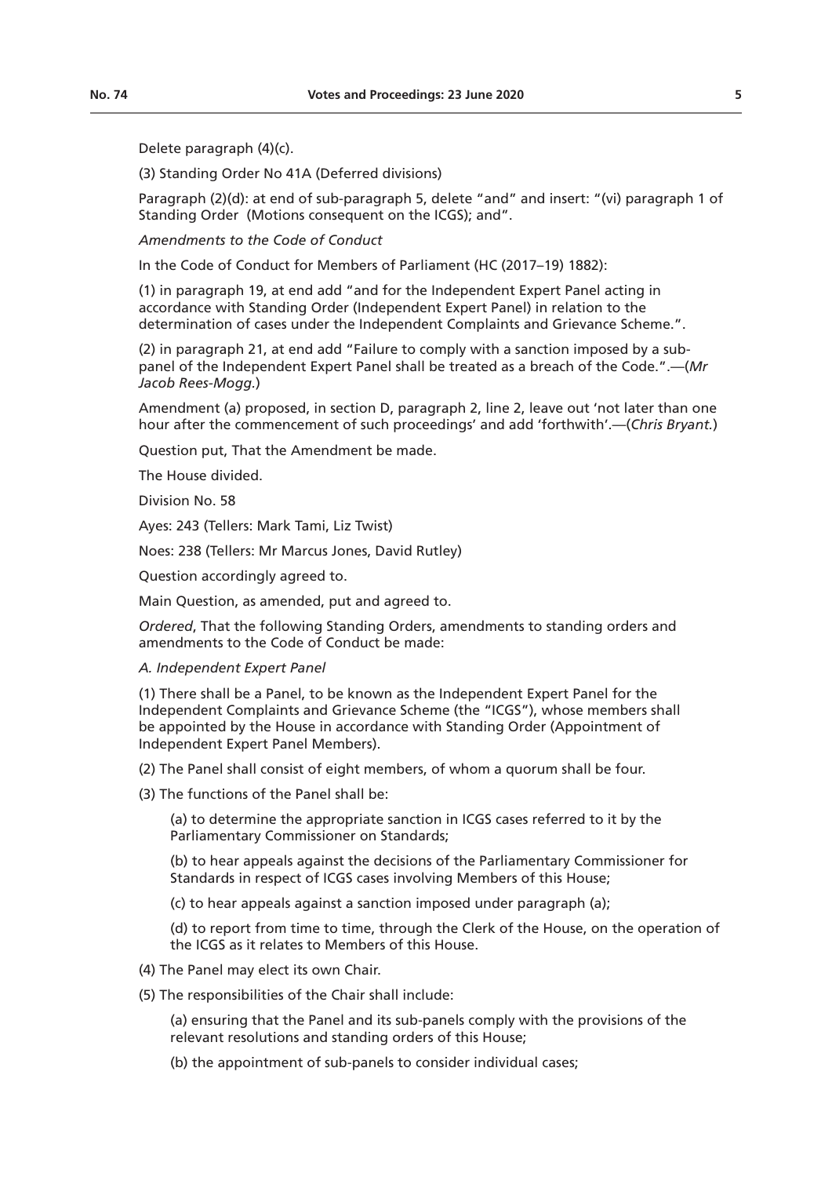Delete paragraph (4)(c).

(3) Standing Order No 41A (Deferred divisions)

Paragraph (2)(d): at end of sub-paragraph 5, delete "and" and insert: "(vi) paragraph 1 of Standing Order  (Motions consequent on the ICGS); and".

*Amendments to the Code of Conduct*

In the Code of Conduct for Members of Parliament (HC (2017–19) 1882):

(1) in paragraph 19, at end add "and for the Independent Expert Panel acting in accordance with Standing Order (Independent Expert Panel) in relation to the determination of cases under the Independent Complaints and Grievance Scheme.".

(2) in paragraph 21, at end add "Failure to comply with a sanction imposed by a sub-panel of the Independent Expert Panel shall be treated as a breach of the Code.".—(*Mr Jacob Rees-Mogg.*)

Amendment (a) proposed, in section D, paragraph 2, line 2, leave out 'not later than one hour after the commencement of such proceedings' and add 'forthwith'.—(*Chris Bryant.*)

Question put, That the Amendment be made.

The House divided.

Division No. 58

Ayes: 243 (Tellers: Mark Tami, Liz Twist)

Noes: 238 (Tellers: Mr Marcus Jones, David Rutley)

Question accordingly agreed to.

Main Question, as amended, put and agreed to.

*Ordered*, That the following Standing Orders, amendments to standing orders and amendments to the Code of Conduct be made:

*A. Independent Expert Panel*

(1) There shall be a Panel, to be known as the Independent Expert Panel for the Independent Complaints and Grievance Scheme (the "ICGS"), whose members shall be appointed by the House in accordance with Standing Order (Appointment of Independent Expert Panel Members).

(2) The Panel shall consist of eight members, of whom a quorum shall be four.

(3) The functions of the Panel shall be:

(a) to determine the appropriate sanction in ICGS cases referred to it by the Parliamentary Commissioner on Standards;

(b) to hear appeals against the decisions of the Parliamentary Commissioner for Standards in respect of ICGS cases involving Members of this House;

(c) to hear appeals against a sanction imposed under paragraph (a);

(d) to report from time to time, through the Clerk of the House, on the operation of the ICGS as it relates to Members of this House.

(4) The Panel may elect its own Chair.

(5) The responsibilities of the Chair shall include:

(a) ensuring that the Panel and its sub-panels comply with the provisions of the relevant resolutions and standing orders of this House;

(b) the appointment of sub-panels to consider individual cases;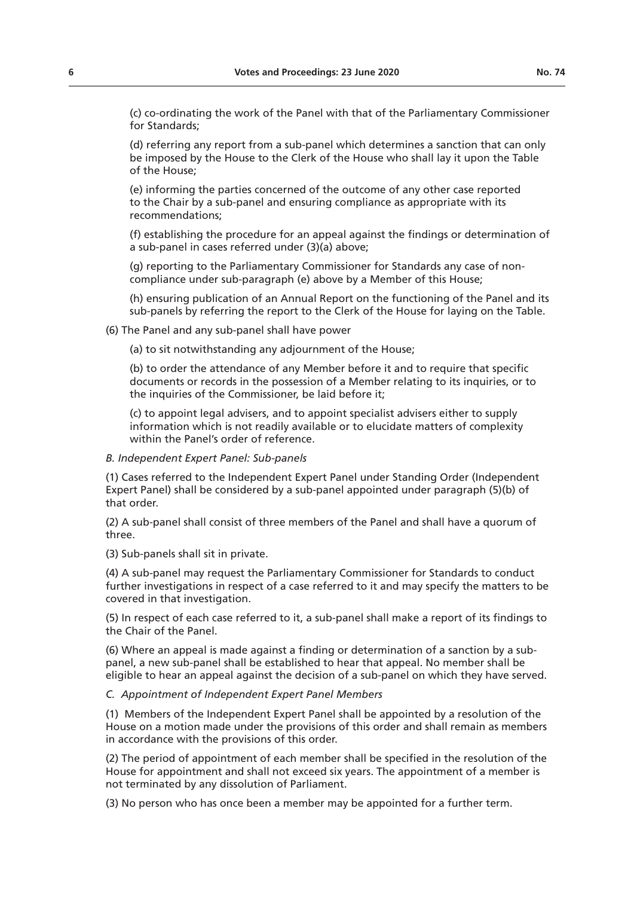(c) co-ordinating the work of the Panel with that of the Parliamentary Commissioner for Standards;

(d) referring any report from a sub-panel which determines a sanction that can only be imposed by the House to the Clerk of the House who shall lay it upon the Table of the House;

(e) informing the parties concerned of the outcome of any other case reported to the Chair by a sub-panel and ensuring compliance as appropriate with its recommendations;

(f) establishing the procedure for an appeal against the findings or determination of a sub-panel in cases referred under (3)(a) above;

(g) reporting to the Parliamentary Commissioner for Standards any case of non-compliance under sub-paragraph (e) above by a Member of this House;

(h) ensuring publication of an Annual Report on the functioning of the Panel and its sub-panels by referring the report to the Clerk of the House for laying on the Table.

(6) The Panel and any sub-panel shall have power

(a) to sit notwithstanding any adjournment of the House;

(b) to order the attendance of any Member before it and to require that specific documents or records in the possession of a Member relating to its inquiries, or to the inquiries of the Commissioner, be laid before it;

(c) to appoint legal advisers, and to appoint specialist advisers either to supply information which is not readily available or to elucidate matters of complexity within the Panel's order of reference.

*B. Independent Expert Panel: Sub-panels*

(1) Cases referred to the Independent Expert Panel under Standing Order (Independent Expert Panel) shall be considered by a sub-panel appointed under paragraph (5)(b) of that order.

(2) A sub-panel shall consist of three members of the Panel and shall have a quorum of three.

(3) Sub-panels shall sit in private.

(4) A sub-panel may request the Parliamentary Commissioner for Standards to conduct further investigations in respect of a case referred to it and may specify the matters to be covered in that investigation.

(5) In respect of each case referred to it, a sub-panel shall make a report of its findings to the Chair of the Panel.

(6) Where an appeal is made against a finding or determination of a sanction by a sub-panel, a new sub-panel shall be established to hear that appeal. No member shall be eligible to hear an appeal against the decision of a sub-panel on which they have served.

*C. Appointment of Independent Expert Panel Members*

(1) Members of the Independent Expert Panel shall be appointed by a resolution of the House on a motion made under the provisions of this order and shall remain as members in accordance with the provisions of this order.

(2) The period of appointment of each member shall be specified in the resolution of the House for appointment and shall not exceed six years. The appointment of a member is not terminated by any dissolution of Parliament.

(3) No person who has once been a member may be appointed for a further term.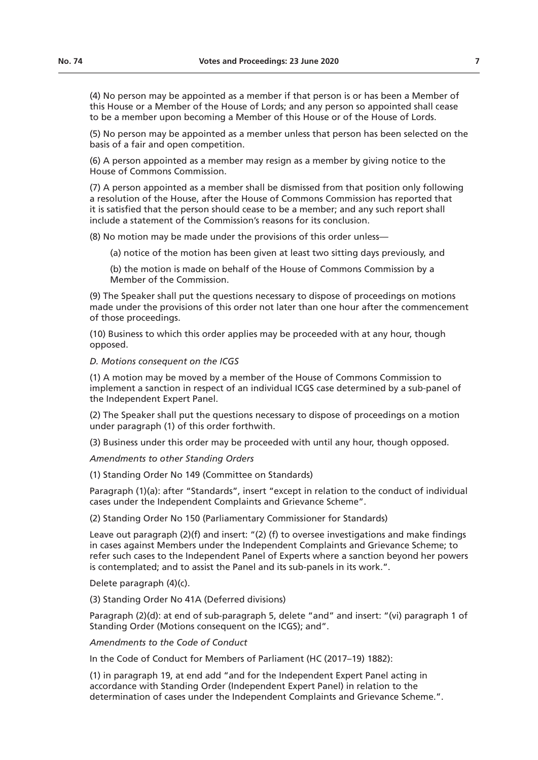(4) No person may be appointed as a member if that person is or has been a Member of this House or a Member of the House of Lords; and any person so appointed shall cease to be a member upon becoming a Member of this House or of the House of Lords.

(5) No person may be appointed as a member unless that person has been selected on the basis of a fair and open competition.

(6) A person appointed as a member may resign as a member by giving notice to the House of Commons Commission.

(7) A person appointed as a member shall be dismissed from that position only following a resolution of the House, after the House of Commons Commission has reported that it is satisfied that the person should cease to be a member; and any such report shall include a statement of the Commission's reasons for its conclusion.

(8) No motion may be made under the provisions of this order unless—

(a) notice of the motion has been given at least two sitting days previously, and

(b) the motion is made on behalf of the House of Commons Commission by a Member of the Commission.

(9) The Speaker shall put the questions necessary to dispose of proceedings on motions made under the provisions of this order not later than one hour after the commencement of those proceedings.

(10) Business to which this order applies may be proceeded with at any hour, though opposed.

*D. Motions consequent on the ICGS*

(1) A motion may be moved by a member of the House of Commons Commission to implement a sanction in respect of an individual ICGS case determined by a sub-panel of the Independent Expert Panel.

(2) The Speaker shall put the questions necessary to dispose of proceedings on a motion under paragraph (1) of this order forthwith.

(3) Business under this order may be proceeded with until any hour, though opposed.

*Amendments to other Standing Orders*

(1) Standing Order No 149 (Committee on Standards)

Paragraph (1)(a): after "Standards", insert "except in relation to the conduct of individual cases under the Independent Complaints and Grievance Scheme".

(2) Standing Order No 150 (Parliamentary Commissioner for Standards)

Leave out paragraph (2)(f) and insert: "(2) (f) to oversee investigations and make findings in cases against Members under the Independent Complaints and Grievance Scheme; to refer such cases to the Independent Panel of Experts where a sanction beyond her powers is contemplated; and to assist the Panel and its sub-panels in its work.".

Delete paragraph (4)(c).

(3) Standing Order No 41A (Deferred divisions)

Paragraph (2)(d): at end of sub-paragraph 5, delete "and" and insert: "(vi) paragraph 1 of Standing Order (Motions consequent on the ICGS); and".

*Amendments to the Code of Conduct*

In the Code of Conduct for Members of Parliament (HC (2017–19) 1882):

(1) in paragraph 19, at end add "and for the Independent Expert Panel acting in accordance with Standing Order (Independent Expert Panel) in relation to the determination of cases under the Independent Complaints and Grievance Scheme.".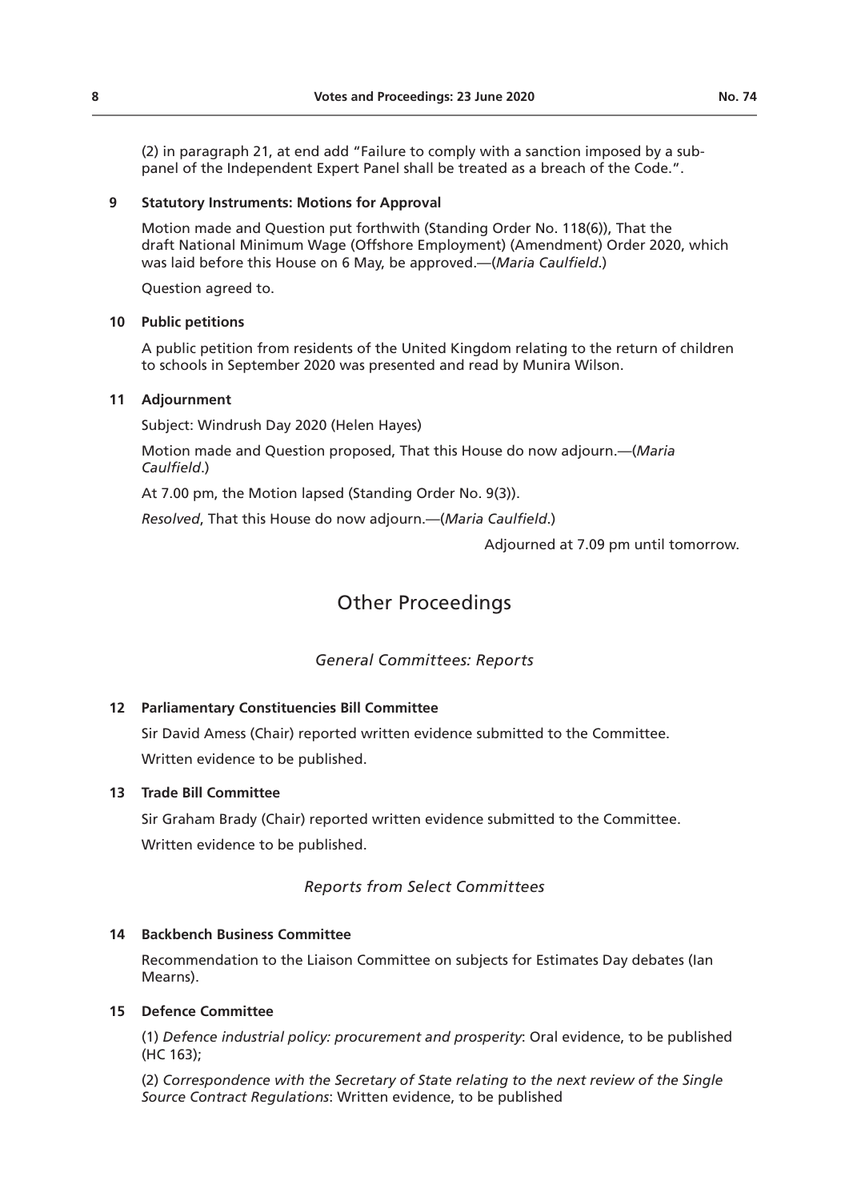(2) in paragraph 21, at end add "Failure to comply with a sanction imposed by a sub-panel of the Independent Expert Panel shall be treated as a breach of the Code.".

**9 Statutory Instruments: Motions for Approval**

Motion made and Question put forthwith (Standing Order No. 118(6)), That the draft National Minimum Wage (Offshore Employment) (Amendment) Order 2020, which was laid before this House on 6 May, be approved.—(*Maria Caulfield*.)

Question agreed to.

**10 Public petitions**

A public petition from residents of the United Kingdom relating to the return of children to schools in September 2020 was presented and read by Munira Wilson.

**11 Adjournment**

Subject: Windrush Day 2020 (Helen Hayes)

Motion made and Question proposed, That this House do now adjourn.—(*Maria Caulfield*.)

At 7.00 pm, the Motion lapsed (Standing Order No. 9(3)).

*Resolved*, That this House do now adjourn.—(*Maria Caulfield*.)

Adjourned at 7.09 pm until tomorrow.

## Other Proceedings

### *General Committees: Reports*

**12 Parliamentary Constituencies Bill Committee**

Sir David Amess (Chair) reported written evidence submitted to the Committee.

Written evidence to be published.

**13 Trade Bill Committee**

Sir Graham Brady (Chair) reported written evidence submitted to the Committee.

Written evidence to be published.

### *Reports from Select Committees*

**14 Backbench Business Committee**

Recommendation to the Liaison Committee on subjects for Estimates Day debates (Ian Mearns).

**15 Defence Committee**

(1) *Defence industrial policy: procurement and prosperity*: Oral evidence, to be published (HC 163);

(2) *Correspondence with the Secretary of State relating to the next review of the Single Source Contract Regulations*: Written evidence, to be published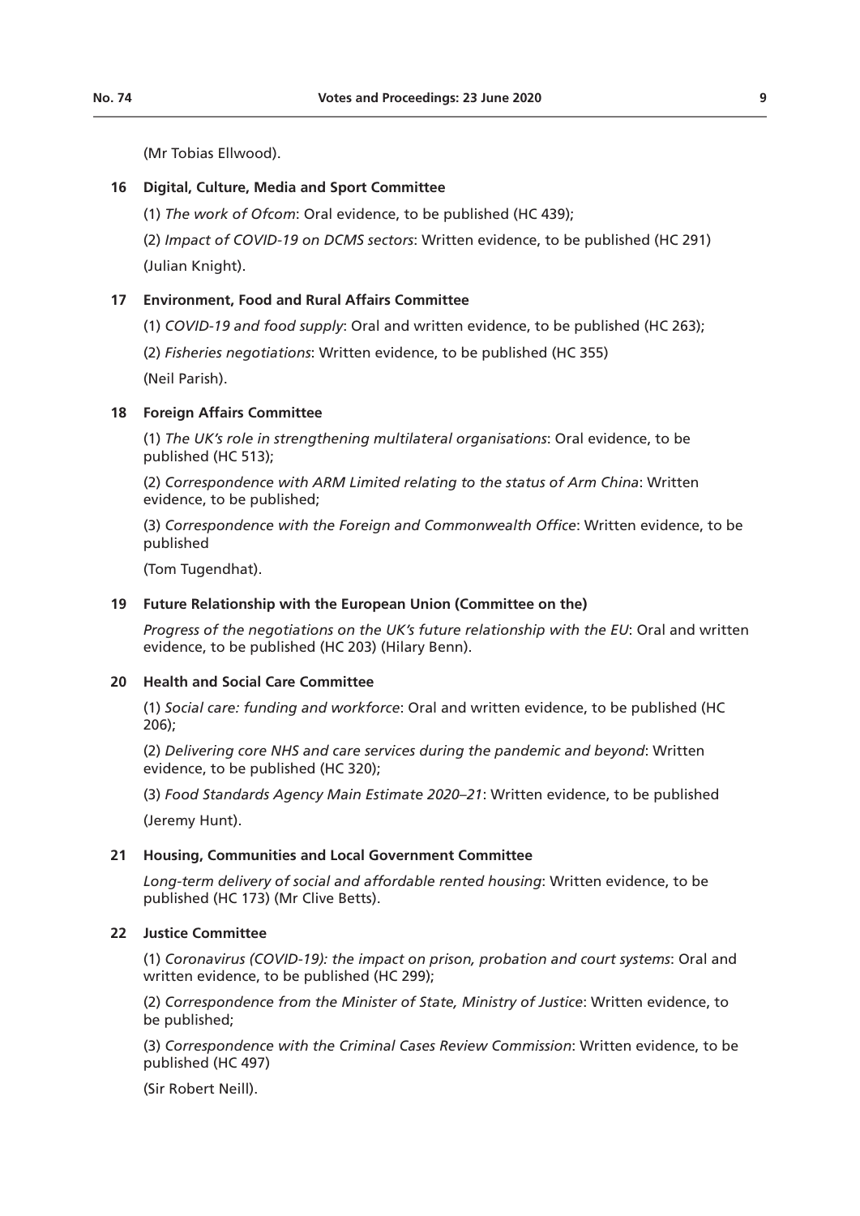(Mr Tobias Ellwood).

**16 Digital, Culture, Media and Sport Committee**

(1) *The work of Ofcom*: Oral evidence, to be published (HC 439);

(2) *Impact of COVID-19 on DCMS sectors*: Written evidence, to be published (HC 291)

(Julian Knight).

**17 Environment, Food and Rural Affairs Committee**

(1) *COVID-19 and food supply*: Oral and written evidence, to be published (HC 263);

(2) *Fisheries negotiations*: Written evidence, to be published (HC 355)

(Neil Parish).

**18 Foreign Affairs Committee**

(1) *The UK's role in strengthening multilateral organisations*: Oral evidence, to be published (HC 513);

(2) *Correspondence with ARM Limited relating to the status of Arm China*: Written evidence, to be published;

(3) *Correspondence with the Foreign and Commonwealth Office*: Written evidence, to be published

(Tom Tugendhat).

**19 Future Relationship with the European Union (Committee on the)**

*Progress of the negotiations on the UK's future relationship with the EU*: Oral and written evidence, to be published (HC 203) (Hilary Benn).

**20 Health and Social Care Committee**

(1) *Social care: funding and workforce*: Oral and written evidence, to be published (HC 206);

(2) *Delivering core NHS and care services during the pandemic and beyond*: Written evidence, to be published (HC 320);

(3) *Food Standards Agency Main Estimate 2020–21*: Written evidence, to be published

(Jeremy Hunt).

**21 Housing, Communities and Local Government Committee**

*Long-term delivery of social and affordable rented housing*: Written evidence, to be published (HC 173) (Mr Clive Betts).

**22 Justice Committee**

(1) *Coronavirus (COVID-19): the impact on prison, probation and court systems*: Oral and written evidence, to be published (HC 299);

(2) *Correspondence from the Minister of State, Ministry of Justice*: Written evidence, to be published;

(3) *Correspondence with the Criminal Cases Review Commission*: Written evidence, to be published (HC 497)

(Sir Robert Neill).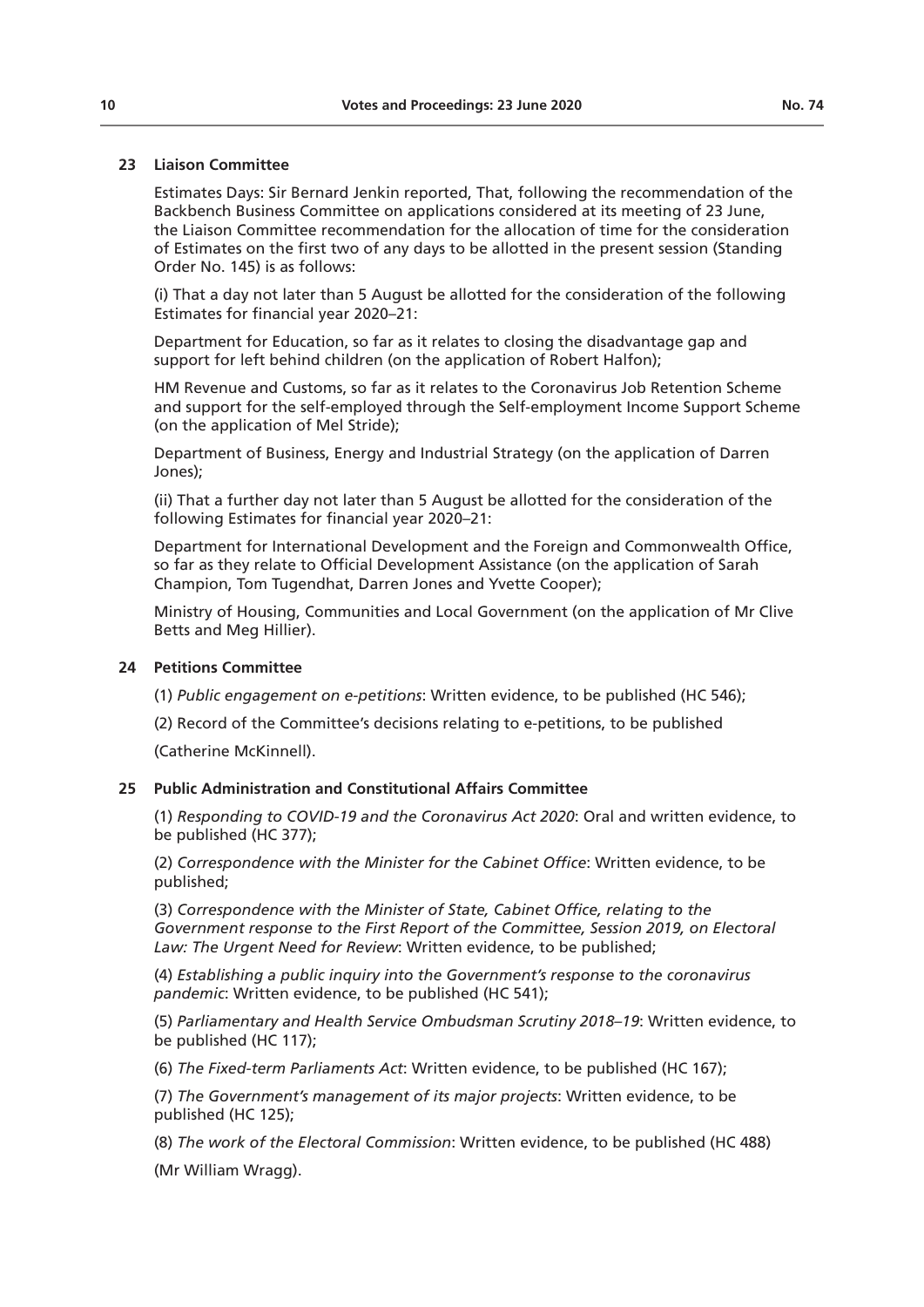## 23 Liaison Committee

Estimates Days: Sir Bernard Jenkin reported, That, following the recommendation of the Backbench Business Committee on applications considered at its meeting of 23 June, the Liaison Committee recommendation for the allocation of time for the consideration of Estimates on the first two of any days to be allotted in the present session (Standing Order No. 145) is as follows:

(i) That a day not later than 5 August be allotted for the consideration of the following Estimates for financial year 2020–21:

Department for Education, so far as it relates to closing the disadvantage gap and support for left behind children (on the application of Robert Halfon);

HM Revenue and Customs, so far as it relates to the Coronavirus Job Retention Scheme and support for the self-employed through the Self-employment Income Support Scheme (on the application of Mel Stride);

Department of Business, Energy and Industrial Strategy (on the application of Darren Jones);

(ii) That a further day not later than 5 August be allotted for the consideration of the following Estimates for financial year 2020–21:

Department for International Development and the Foreign and Commonwealth Office, so far as they relate to Official Development Assistance (on the application of Sarah Champion, Tom Tugendhat, Darren Jones and Yvette Cooper);

Ministry of Housing, Communities and Local Government (on the application of Mr Clive Betts and Meg Hillier).

## 24 Petitions Committee

(1) *Public engagement on e-petitions*: Written evidence, to be published (HC 546);

(2) Record of the Committee's decisions relating to e-petitions, to be published

(Catherine McKinnell).

## 25 Public Administration and Constitutional Affairs Committee

(1) *Responding to COVID-19 and the Coronavirus Act 2020*: Oral and written evidence, to be published (HC 377);

(2) *Correspondence with the Minister for the Cabinet Office*: Written evidence, to be published;

(3) *Correspondence with the Minister of State, Cabinet Office, relating to the Government response to the First Report of the Committee, Session 2019, on Electoral Law: The Urgent Need for Review*: Written evidence, to be published;

(4) *Establishing a public inquiry into the Government's response to the coronavirus pandemic*: Written evidence, to be published (HC 541);

(5) *Parliamentary and Health Service Ombudsman Scrutiny 2018–19*: Written evidence, to be published (HC 117);

(6) *The Fixed-term Parliaments Act*: Written evidence, to be published (HC 167);

(7) *The Government's management of its major projects*: Written evidence, to be published (HC 125);

(8) *The work of the Electoral Commission*: Written evidence, to be published (HC 488)

(Mr William Wragg).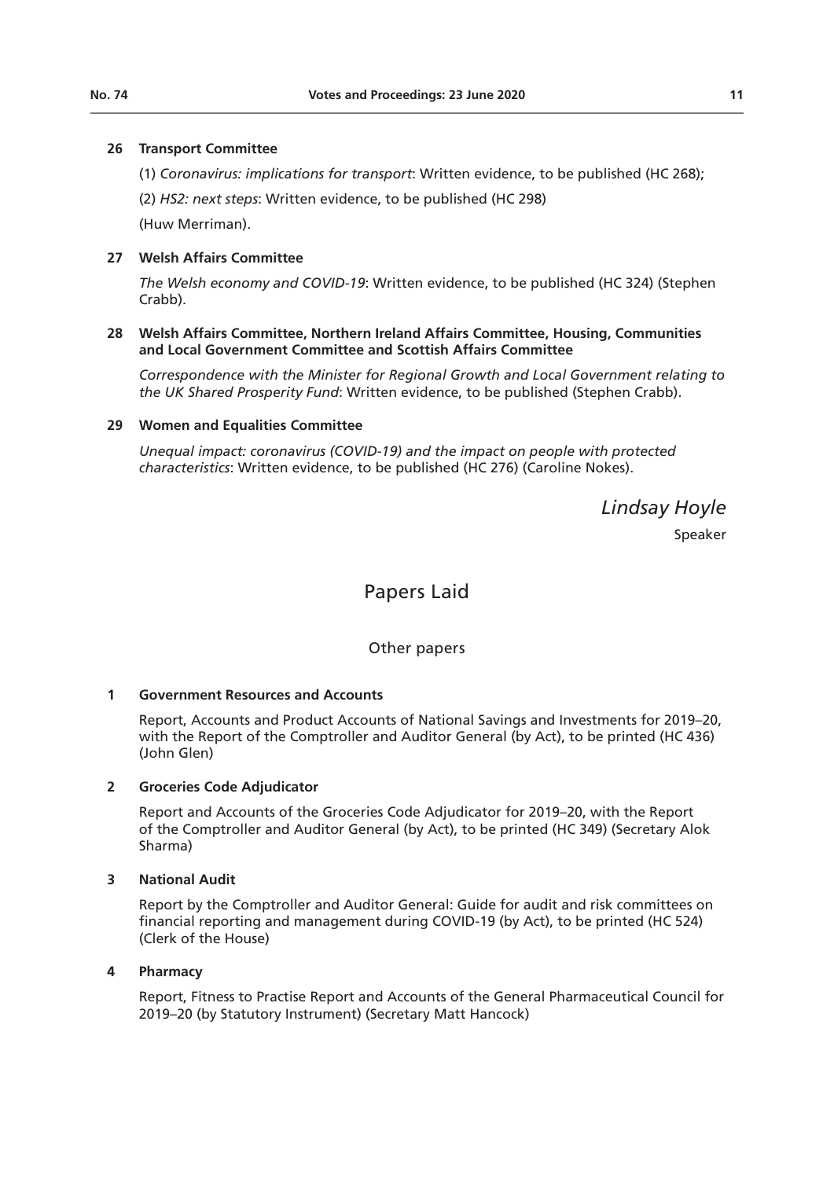**26 Transport Committee**

(1) *Coronavirus: implications for transport*: Written evidence, to be published (HC 268);

(2) *HS2: next steps*: Written evidence, to be published (HC 298)

(Huw Merriman).

**27 Welsh Affairs Committee**

*The Welsh economy and COVID-19*: Written evidence, to be published (HC 324) (Stephen Crabb).

**28 Welsh Affairs Committee, Northern Ireland Affairs Committee, Housing, Communities and Local Government Committee and Scottish Affairs Committee**

*Correspondence with the Minister for Regional Growth and Local Government relating to the UK Shared Prosperity Fund*: Written evidence, to be published (Stephen Crabb).

**29 Women and Equalities Committee**

*Unequal impact: coronavirus (COVID-19) and the impact on people with protected characteristics*: Written evidence, to be published (HC 276) (Caroline Nokes).

*Lindsay Hoyle*

Speaker

# Papers Laid

## Other papers

**1 Government Resources and Accounts**

Report, Accounts and Product Accounts of National Savings and Investments for 2019–20, with the Report of the Comptroller and Auditor General (by Act), to be printed (HC 436) (John Glen)

**2 Groceries Code Adjudicator**

Report and Accounts of the Groceries Code Adjudicator for 2019–20, with the Report of the Comptroller and Auditor General (by Act), to be printed (HC 349) (Secretary Alok Sharma)

**3 National Audit**

Report by the Comptroller and Auditor General: Guide for audit and risk committees on financial reporting and management during COVID-19 (by Act), to be printed (HC 524) (Clerk of the House)

**4 Pharmacy**

Report, Fitness to Practise Report and Accounts of the General Pharmaceutical Council for 2019–20 (by Statutory Instrument) (Secretary Matt Hancock)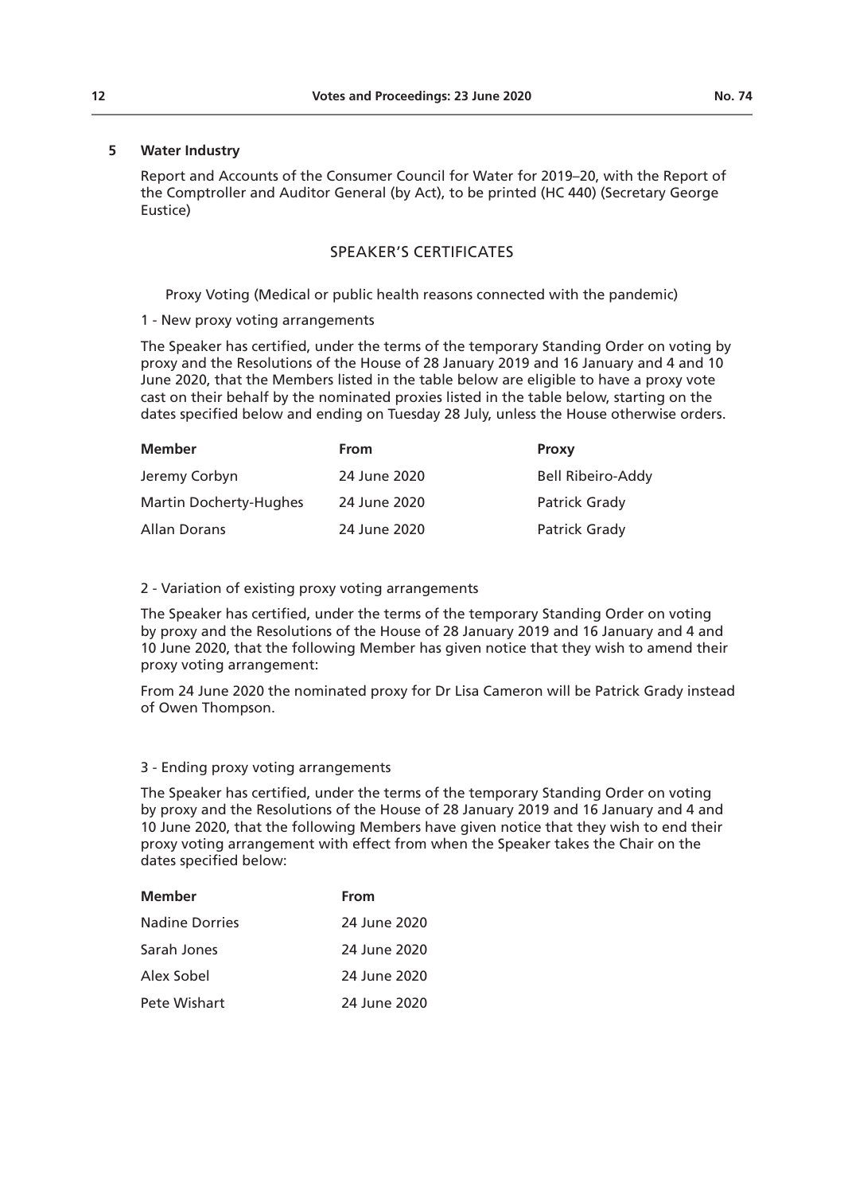**5 Water Industry**

Report and Accounts of the Consumer Council for Water for 2019–20, with the Report of the Comptroller and Auditor General (by Act), to be printed (HC 440) (Secretary George Eustice)

## SPEAKER'S CERTIFICATES

Proxy Voting (Medical or public health reasons connected with the pandemic)

1 - New proxy voting arrangements

The Speaker has certified, under the terms of the temporary Standing Order on voting by proxy and the Resolutions of the House of 28 January 2019 and 16 January and 4 and 10 June 2020, that the Members listed in the table below are eligible to have a proxy vote cast on their behalf by the nominated proxies listed in the table below, starting on the dates specified below and ending on Tuesday 28 July, unless the House otherwise orders.

| Member | From | Proxy |
|---|---|---|
| Jeremy Corbyn | 24 June 2020 | Bell Ribeiro-Addy |
| Martin Docherty-Hughes | 24 June 2020 | Patrick Grady |
| Allan Dorans | 24 June 2020 | Patrick Grady |

2 - Variation of existing proxy voting arrangements

The Speaker has certified, under the terms of the temporary Standing Order on voting by proxy and the Resolutions of the House of 28 January 2019 and 16 January and 4 and 10 June 2020, that the following Member has given notice that they wish to amend their proxy voting arrangement:

From 24 June 2020 the nominated proxy for Dr Lisa Cameron will be Patrick Grady instead of Owen Thompson.

3 - Ending proxy voting arrangements

The Speaker has certified, under the terms of the temporary Standing Order on voting by proxy and the Resolutions of the House of 28 January 2019 and 16 January and 4 and 10 June 2020, that the following Members have given notice that they wish to end their proxy voting arrangement with effect from when the Speaker takes the Chair on the dates specified below:

| Member | From |
|---|---|
| Nadine Dorries | 24 June 2020 |
| Sarah Jones | 24 June 2020 |
| Alex Sobel | 24 June 2020 |
| Pete Wishart | 24 June 2020 |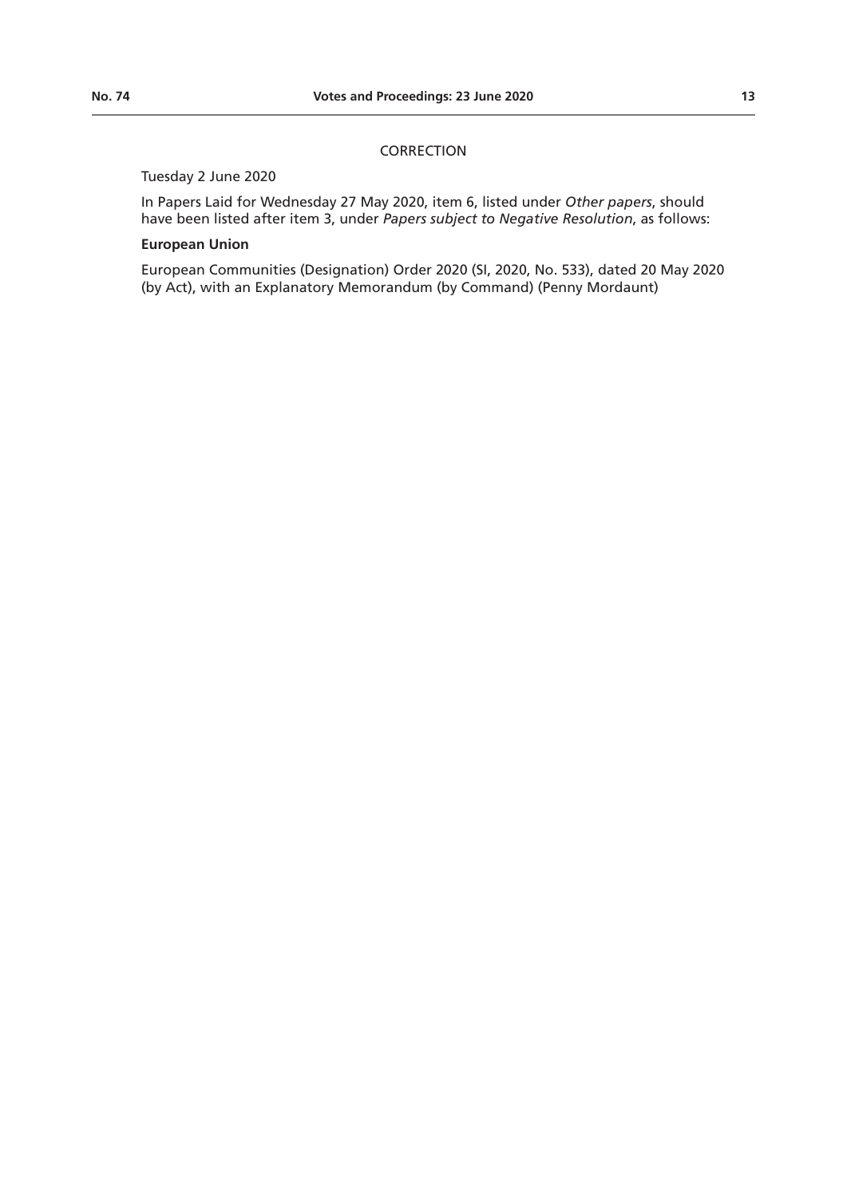## CORRECTION

Tuesday 2 June 2020

In Papers Laid for Wednesday 27 May 2020, item 6, listed under *Other papers*, should have been listed after item 3, under *Papers subject to Negative Resolution*, as follows:

**European Union**

European Communities (Designation) Order 2020 (SI, 2020, No. 533), dated 20 May 2020 (by Act), with an Explanatory Memorandum (by Command) (Penny Mordaunt)